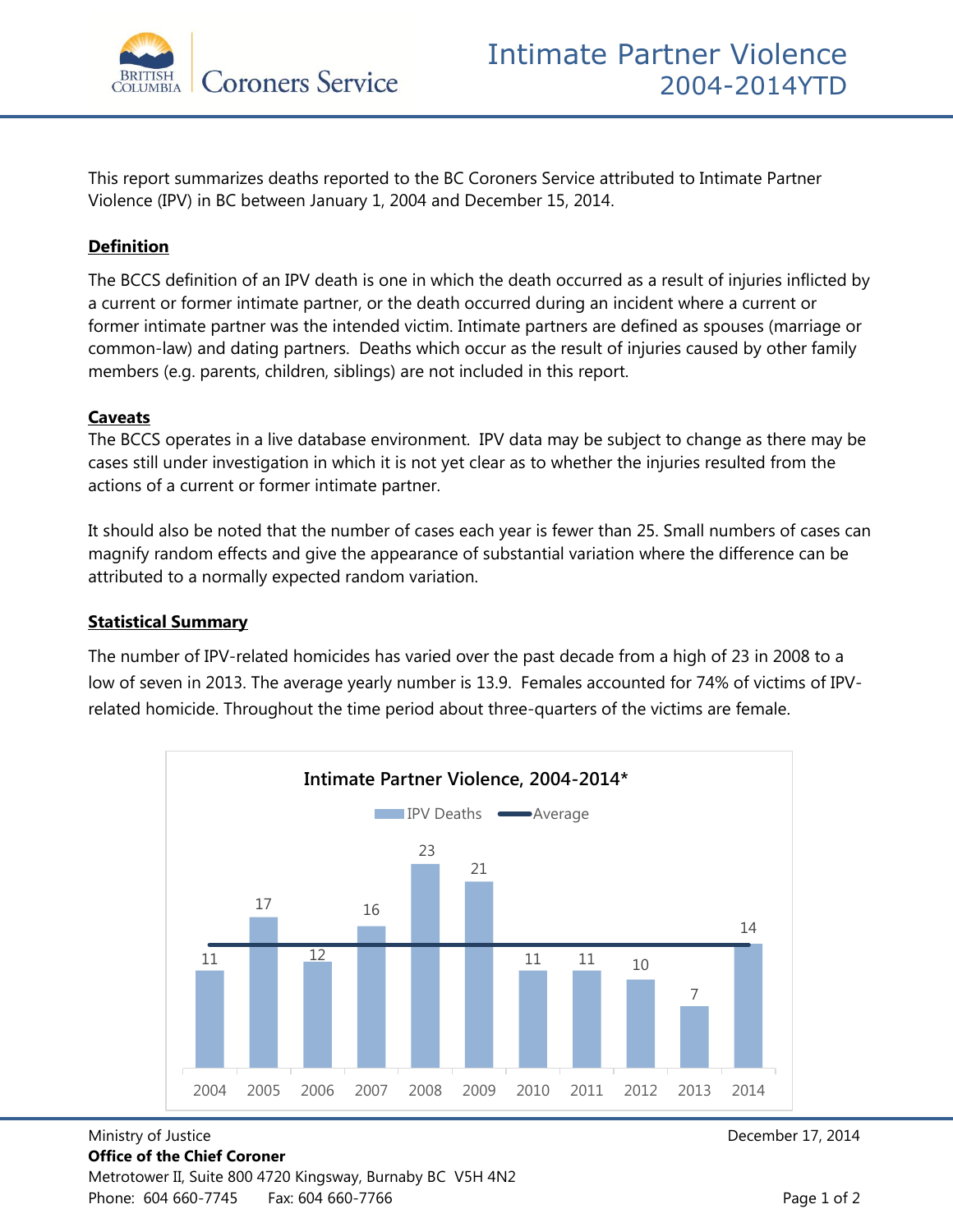# Intimate Partner Violence 2004-2014YTD

This report summarizes deaths reported to the BC Coroners Service attributed to Intimate Partner Violence (IPV) in BC between January 1, 2004 and December 15, 2014.

## Definition

The BCCS definition of an IPV death is one in which the death occurred as a result of injuries inflicted by a current or former intimate partner, or the death occurred during an incident where a current or former intimate partner was the intended victim. Intimate partners are defined as spouses (marriage or common-law) and dating partners. Deaths which occur as the result of injuries caused by other family members (e.g. parents, children, siblings) are not included in this report.

## Caveats

The BCCS operates in a live database environment. IPV data may be subject to change as there may be cases still under investigation in which it is not yet clear as to whether the injuries resulted from the actions of a current or former intimate partner.

It should also be noted that the number of cases each year is fewer than 25. Small numbers of cases can magnify random effects and give the appearance of substantial variation where the difference can be attributed to a normally expected random variation.

## Statistical Summary

The number of IPV-related homicides has varied over the past decade from a high of 23 in 2008 to a low of seven in 2013. The average yearly number is 13.9. Females accounted for 74% of victims of IPV-related homicide. Throughout the time period about three-quarters of the victims are female.

**Intimate Partner Violence, 2004-2014***

| Year | IPV Deaths |
|---|---|
| 2004 | 11 |
| 2005 | 17 |
| 2006 | 12 |
| 2007 | 16 |
| 2008 | 23 |
| 2009 | 21 |
| 2010 | 11 |
| 2011 | 11 |
| 2012 | 10 |
| 2013 | 7 |
| 2014 | 14 |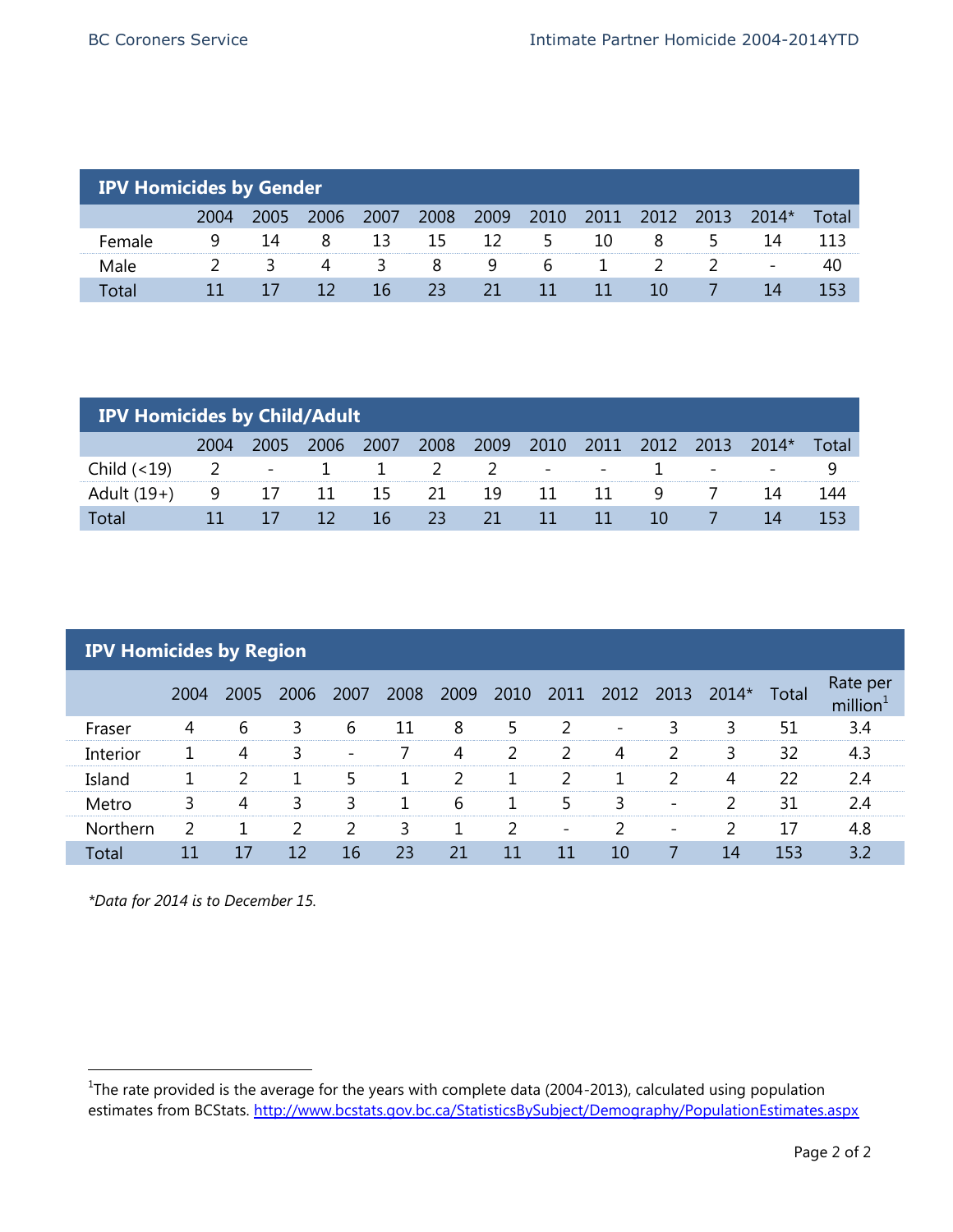## IPV Homicides by Gender

| | 2004 | 2005 | 2006 | 2007 | 2008 | 2009 | 2010 | 2011 | 2012 | 2013 | 2014* | Total |
|---|---|---|---|---|---|---|---|---|---|---|---|---|
| Female | 9 | 14 | 8 | 13 | 15 | 12 | 5 | 10 | 8 | 5 | 14 | 113 |
| Male | 2 | 3 | 4 | 3 | 8 | 9 | 6 | 1 | 2 | 2 | - | 40 |
| Total | 11 | 17 | 12 | 16 | 23 | 21 | 11 | 11 | 10 | 7 | 14 | 153 |

## IPV Homicides by Child/Adult

| | 2004 | 2005 | 2006 | 2007 | 2008 | 2009 | 2010 | 2011 | 2012 | 2013 | 2014* | Total |
|---|---|---|---|---|---|---|---|---|---|---|---|---|
| Child (<19) | 2 | - | 1 | 1 | 2 | 2 | - | - | 1 | - | - | 9 |
| Adult (19+) | 9 | 17 | 11 | 15 | 21 | 19 | 11 | 11 | 9 | 7 | 14 | 144 |
| Total | 11 | 17 | 12 | 16 | 23 | 21 | 11 | 11 | 10 | 7 | 14 | 153 |

## IPV Homicides by Region

| | 2004 | 2005 | 2006 | 2007 | 2008 | 2009 | 2010 | 2011 | 2012 | 2013 | 2014* | Total | Rate per million[1] |
|---|---|---|---|---|---|---|---|---|---|---|---|---|---|
| Fraser | 4 | 6 | 3 | 6 | 11 | 8 | 5 | 2 | - | 3 | 3 | 51 | 3.4 |
| Interior | 1 | 4 | 3 | - | 7 | 4 | 2 | 2 | 4 | 2 | 3 | 32 | 4.3 |
| Island | 1 | 2 | 1 | 5 | 1 | 2 | 1 | 2 | 1 | 2 | 4 | 22 | 2.4 |
| Metro | 3 | 4 | 3 | 3 | 1 | 6 | 1 | 5 | 3 | - | 2 | 31 | 2.4 |
| Northern | 2 | 1 | 2 | 2 | 3 | 1 | 2 | - | 2 | - | 2 | 17 | 4.8 |
| Total | 11 | 17 | 12 | 16 | 23 | 21 | 11 | 11 | 10 | 7 | 14 | 153 | 3.2 |

*Data for 2014 is to December 15.*

[1] The rate provided is the average for the years with complete data (2004-2013), calculated using population estimates from BCStats. http://www.bcstats.gov.bc.ca/StatisticsBySubject/Demography/PopulationEstimates.aspx